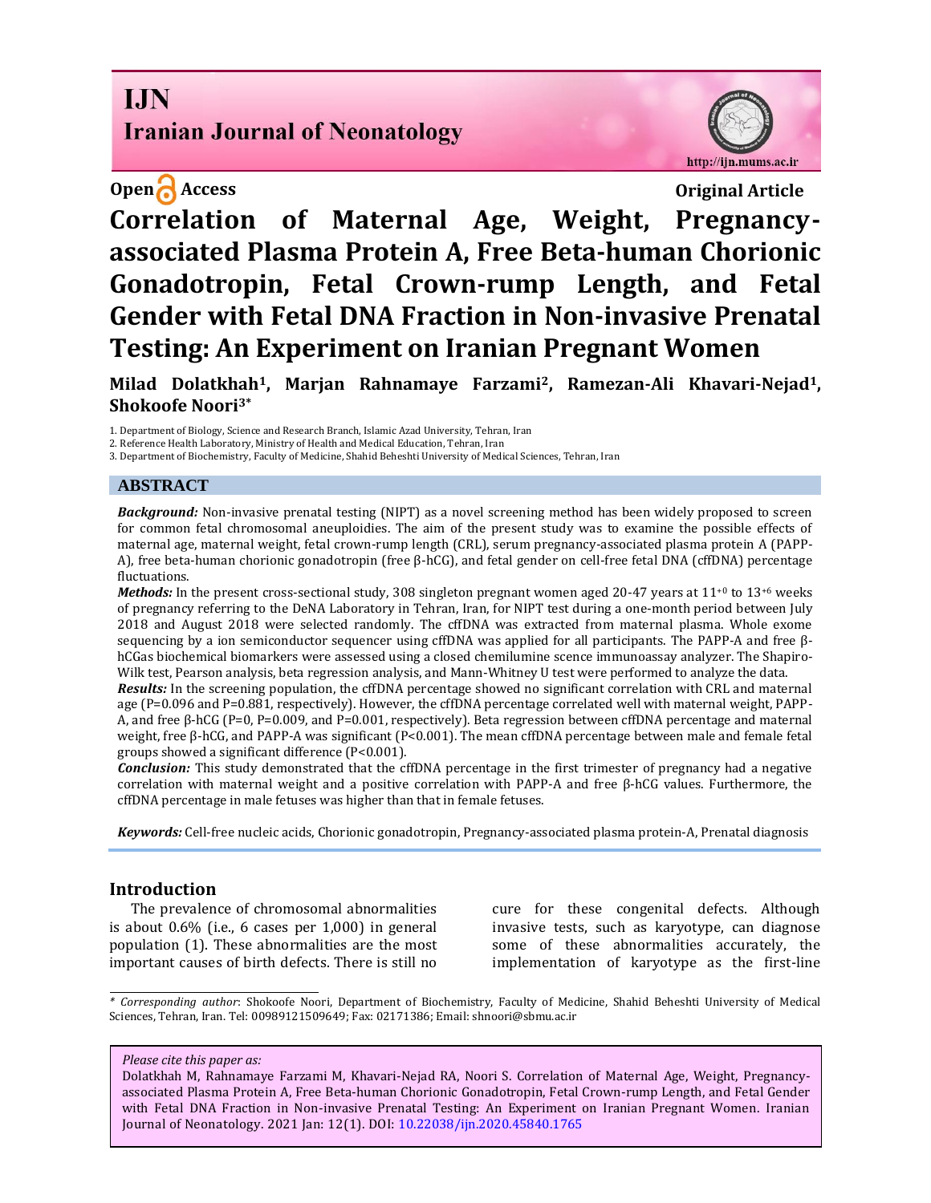IJN
Iranian Journal of Neonatology

http://ijn.mums.ac.ir

Open Access

Original Article

# Correlation of Maternal Age, Weight, Pregnancy-associated Plasma Protein A, Free Beta-human Chorionic Gonadotropin, Fetal Crown-rump Length, and Fetal Gender with Fetal DNA Fraction in Non-invasive Prenatal Testing: An Experiment on Iranian Pregnant Women

**Milad Dolatkhah[1], Marjan Rahnamaye Farzami[2], Ramezan-Ali Khavari-Nejad[1], Shokoofe Noori[3]\***

1. Department of Biology, Science and Research Branch, Islamic Azad University, Tehran, Iran
2. Reference Health Laboratory, Ministry of Health and Medical Education, Tehran, Iran
3. Department of Biochemistry, Faculty of Medicine, Shahid Beheshti University of Medical Sciences, Tehran, Iran

## ABSTRACT

***Background:*** Non-invasive prenatal testing (NIPT) as a novel screening method has been widely proposed to screen for common fetal chromosomal aneuploidies. The aim of the present study was to examine the possible effects of maternal age, maternal weight, fetal crown-rump length (CRL), serum pregnancy-associated plasma protein A (PAPP-A), free beta-human chorionic gonadotropin (free β-hCG), and fetal gender on cell-free fetal DNA (cffDNA) percentage fluctuations.

***Methods:*** In the present cross-sectional study, 308 singleton pregnant women aged 20-47 years at $11^{+0}$ to $13^{+6}$ weeks of pregnancy referring to the DeNA Laboratory in Tehran, Iran, for NIPT test during a one-month period between July 2018 and August 2018 were selected randomly. The cffDNA was extracted from maternal plasma. Whole exome sequencing by a ion semiconductor sequencer using cffDNA was applied for all participants. The PAPP-A and free β-hCGas biochemical biomarkers were assessed using a closed chemilumine scence immunoassay analyzer. The Shapiro-Wilk test, Pearson analysis, beta regression analysis, and Mann-Whitney U test were performed to analyze the data.

***Results:*** In the screening population, the cffDNA percentage showed no significant correlation with CRL and maternal age (P=0.096 and P=0.881, respectively). However, the cffDNA percentage correlated well with maternal weight, PAPP-A, and free β-hCG (P=0, P=0.009, and P=0.001, respectively). Beta regression between cffDNA percentage and maternal weight, free β-hCG, and PAPP-A was significant (P<0.001). The mean cffDNA percentage between male and female fetal groups showed a significant difference (P<0.001).

***Conclusion:*** This study demonstrated that the cffDNA percentage in the first trimester of pregnancy had a negative correlation with maternal weight and a positive correlation with PAPP-A and free β-hCG values. Furthermore, the cffDNA percentage in male fetuses was higher than that in female fetuses.

***Keywords:*** Cell-free nucleic acids, Chorionic gonadotropin, Pregnancy-associated plasma protein-A, Prenatal diagnosis

## Introduction

The prevalence of chromosomal abnormalities is about 0.6% (i.e., 6 cases per 1,000) in general population (1). These abnormalities are the most important causes of birth defects. There is still no cure for these congenital defects. Although invasive tests, such as karyotype, can diagnose some of these abnormalities accurately, the implementation of karyotype as the first-line

\* *Corresponding author*: Shokoofe Noori, Department of Biochemistry, Faculty of Medicine, Shahid Beheshti University of Medical Sciences, Tehran, Iran. Tel: 00989121509649; Fax: 02171386; Email: shnoori@sbmu.ac.ir

*Please cite this paper as:*
Dolatkhah M, Rahnamaye Farzami M, Khavari-Nejad RA, Noori S. Correlation of Maternal Age, Weight, Pregnancy-associated Plasma Protein A, Free Beta-human Chorionic Gonadotropin, Fetal Crown-rump Length, and Fetal Gender with Fetal DNA Fraction in Non-invasive Prenatal Testing: An Experiment on Iranian Pregnant Women. Iranian Journal of Neonatology. 2021 Jan: 12(1). DOI: 10.22038/ijn.2020.45840.1765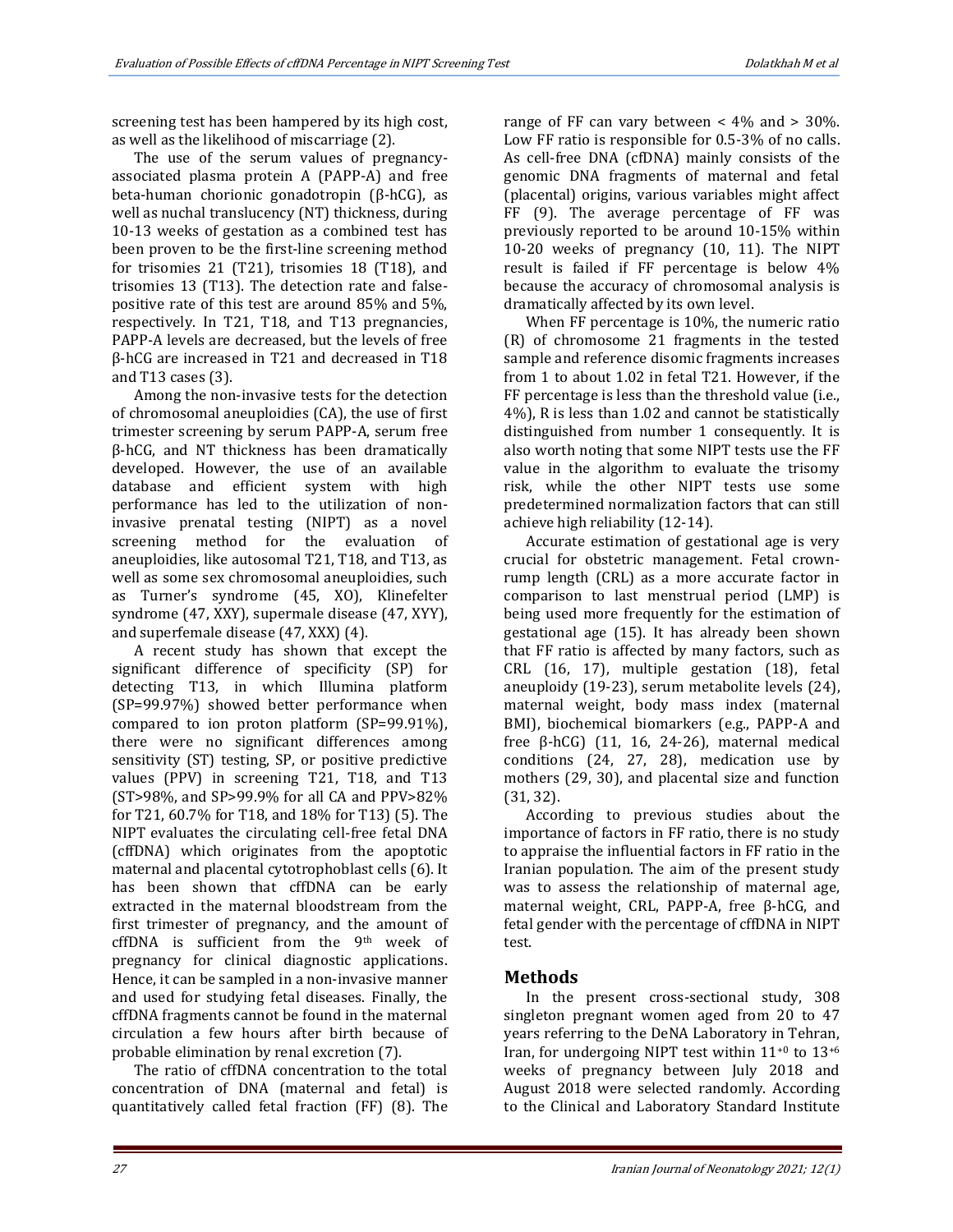screening test has been hampered by its high cost, as well as the likelihood of miscarriage (2).

The use of the serum values of pregnancy-associated plasma protein A (PAPP-A) and free beta-human chorionic gonadotropin (β-hCG), as well as nuchal translucency (NT) thickness, during 10-13 weeks of gestation as a combined test has been proven to be the first-line screening method for trisomies 21 (T21), trisomies 18 (T18), and trisomies 13 (T13). The detection rate and false-positive rate of this test are around 85% and 5%, respectively. In T21, T18, and T13 pregnancies, PAPP-A levels are decreased, but the levels of free β-hCG are increased in T21 and decreased in T18 and T13 cases (3).

Among the non-invasive tests for the detection of chromosomal aneuploidies (CA), the use of first trimester screening by serum PAPP-A, serum free β-hCG, and NT thickness has been dramatically developed. However, the use of an available database and efficient system with high performance has led to the utilization of non-invasive prenatal testing (NIPT) as a novel screening method for the evaluation of aneuploidies, like autosomal T21, T18, and T13, as well as some sex chromosomal aneuploidies, such as Turner's syndrome (45, XO), Klinefelter syndrome (47, XXY), supermale disease (47, XYY), and superfemale disease (47, XXX) (4).

A recent study has shown that except the significant difference of specificity (SP) for detecting T13, in which Illumina platform (SP=99.97%) showed better performance when compared to ion proton platform (SP=99.91%), there were no significant differences among sensitivity (ST) testing, SP, or positive predictive values (PPV) in screening T21, T18, and T13 (ST>98%, and SP>99.9% for all CA and PPV>82% for T21, 60.7% for T18, and 18% for T13) (5). The NIPT evaluates the circulating cell-free fetal DNA (cffDNA) which originates from the apoptotic maternal and placental cytotrophoblast cells (6). It has been shown that cffDNA can be early extracted in the maternal bloodstream from the first trimester of pregnancy, and the amount of cffDNA is sufficient from the 9th week of pregnancy for clinical diagnostic applications. Hence, it can be sampled in a non-invasive manner and used for studying fetal diseases. Finally, the cffDNA fragments cannot be found in the maternal circulation a few hours after birth because of probable elimination by renal excretion (7).

The ratio of cffDNA concentration to the total concentration of DNA (maternal and fetal) is quantitatively called fetal fraction (FF) (8). The range of FF can vary between < 4% and > 30%. Low FF ratio is responsible for 0.5-3% of no calls. As cell-free DNA (cfDNA) mainly consists of the genomic DNA fragments of maternal and fetal (placental) origins, various variables might affect FF (9). The average percentage of FF was previously reported to be around 10-15% within 10-20 weeks of pregnancy (10, 11). The NIPT result is failed if FF percentage is below 4% because the accuracy of chromosomal analysis is dramatically affected by its own level.

When FF percentage is 10%, the numeric ratio (R) of chromosome 21 fragments in the tested sample and reference disomic fragments increases from 1 to about 1.02 in fetal T21. However, if the FF percentage is less than the threshold value (i.e., 4%), R is less than 1.02 and cannot be statistically distinguished from number 1 consequently. It is also worth noting that some NIPT tests use the FF value in the algorithm to evaluate the trisomy risk, while the other NIPT tests use some predetermined normalization factors that can still achieve high reliability (12-14).

Accurate estimation of gestational age is very crucial for obstetric management. Fetal crown-rump length (CRL) as a more accurate factor in comparison to last menstrual period (LMP) is being used more frequently for the estimation of gestational age (15). It has already been shown that FF ratio is affected by many factors, such as CRL (16, 17), multiple gestation (18), fetal aneuploidy (19-23), serum metabolite levels (24), maternal weight, body mass index (maternal BMI), biochemical biomarkers (e.g., PAPP-A and free β-hCG) (11, 16, 24-26), maternal medical conditions (24, 27, 28), medication use by mothers (29, 30), and placental size and function (31, 32).

According to previous studies about the importance of factors in FF ratio, there is no study to appraise the influential factors in FF ratio in the Iranian population. The aim of the present study was to assess the relationship of maternal age, maternal weight, CRL, PAPP-A, free β-hCG, and fetal gender with the percentage of cffDNA in NIPT test.

## Methods

In the present cross-sectional study, 308 singleton pregnant women aged from 20 to 47 years referring to the DeNA Laboratory in Tehran, Iran, for undergoing NIPT test within $11^{+0}$ to $13^{+6}$ weeks of pregnancy between July 2018 and August 2018 were selected randomly. According to the Clinical and Laboratory Standard Institute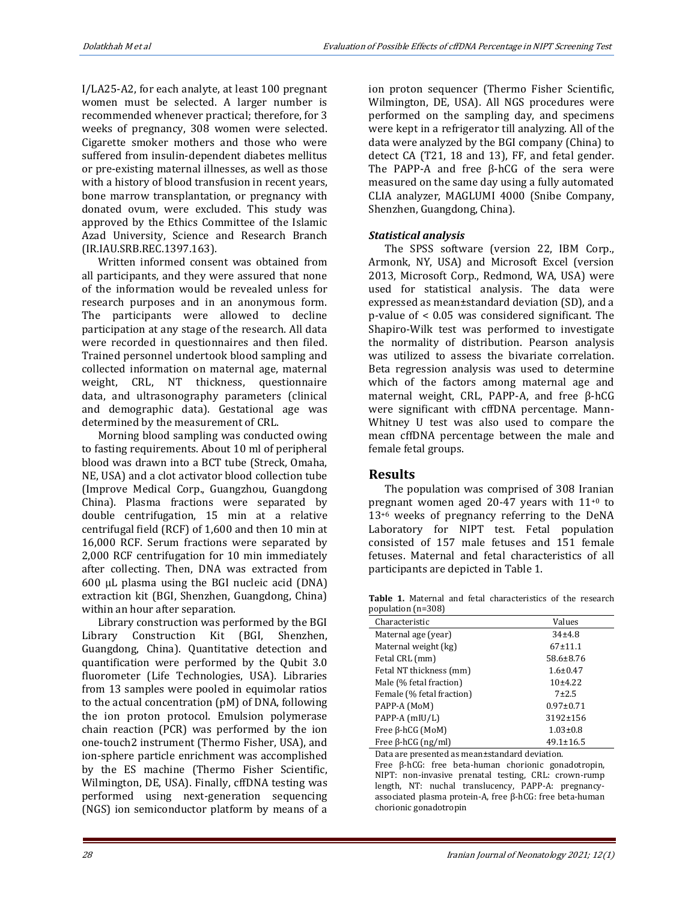I/LA25-A2, for each analyte, at least 100 pregnant women must be selected. A larger number is recommended whenever practical; therefore, for 3 weeks of pregnancy, 308 women were selected. Cigarette smoker mothers and those who were suffered from insulin-dependent diabetes mellitus or pre-existing maternal illnesses, as well as those with a history of blood transfusion in recent years, bone marrow transplantation, or pregnancy with donated ovum, were excluded. This study was approved by the Ethics Committee of the Islamic Azad University, Science and Research Branch (IR.IAU.SRB.REC.1397.163).

Written informed consent was obtained from all participants, and they were assured that none of the information would be revealed unless for research purposes and in an anonymous form. The participants were allowed to decline participation at any stage of the research. All data were recorded in questionnaires and then filed. Trained personnel undertook blood sampling and collected information on maternal age, maternal weight, CRL, NT thickness, questionnaire data, and ultrasonography parameters (clinical and demographic data). Gestational age was determined by the measurement of CRL.

Morning blood sampling was conducted owing to fasting requirements. About 10 ml of peripheral blood was drawn into a BCT tube (Streck, Omaha, NE, USA) and a clot activator blood collection tube (Improve Medical Corp., Guangzhou, Guangdong China). Plasma fractions were separated by double centrifugation, 15 min at a relative centrifugal field (RCF) of 1,600 and then 10 min at 16,000 RCF. Serum fractions were separated by 2,000 RCF centrifugation for 10 min immediately after collecting. Then, DNA was extracted from 600 µL plasma using the BGI nucleic acid (DNA) extraction kit (BGI, Shenzhen, Guangdong, China) within an hour after separation.

Library construction was performed by the BGI Library Construction Kit (BGI, Shenzhen, Guangdong, China). Quantitative detection and quantification were performed by the Qubit 3.0 fluorometer (Life Technologies, USA). Libraries from 13 samples were pooled in equimolar ratios to the actual concentration (pM) of DNA, following the ion proton protocol. Emulsion polymerase chain reaction (PCR) was performed by the ion one-touch2 instrument (Thermo Fisher, USA), and ion-sphere particle enrichment was accomplished by the ES machine (Thermo Fisher Scientific, Wilmington, DE, USA). Finally, cffDNA testing was performed using next-generation sequencing (NGS) ion semiconductor platform by means of a ion proton sequencer (Thermo Fisher Scientific, Wilmington, DE, USA). All NGS procedures were performed on the sampling day, and specimens were kept in a refrigerator till analyzing. All of the data were analyzed by the BGI company (China) to detect CA (T21, 18 and 13), FF, and fetal gender. The PAPP-A and free β-hCG of the sera were measured on the same day using a fully automated CLIA analyzer, MAGLUMI 4000 (Snibe Company, Shenzhen, Guangdong, China).

### *Statistical analysis*

The SPSS software (version 22, IBM Corp., Armonk, NY, USA) and Microsoft Excel (version 2013, Microsoft Corp., Redmond, WA, USA) were used for statistical analysis. The data were expressed as mean±standard deviation (SD), and a p-value of $< 0.05$ was considered significant. The Shapiro-Wilk test was performed to investigate the normality of distribution. Pearson analysis was utilized to assess the bivariate correlation. Beta regression analysis was used to determine which of the factors among maternal age and maternal weight, CRL, PAPP-A, and free β-hCG were significant with cffDNA percentage. Mann-Whitney U test was also used to compare the mean cffDNA percentage between the male and female fetal groups.

## Results

The population was comprised of 308 Iranian pregnant women aged 20-47 years with $11^{+0}$ to $13^{+6}$ weeks of pregnancy referring to the DeNA Laboratory for NIPT test. Fetal population consisted of 157 male fetuses and 151 female fetuses. Maternal and fetal characteristics of all participants are depicted in Table 1.

**Table 1.** Maternal and fetal characteristics of the research population (n=308)

| Characteristic | Values |
|---|---|
| Maternal age (year) | 34±4.8 |
| Maternal weight (kg) | 67±11.1 |
| Fetal CRL (mm) | 58.6±8.76 |
| Fetal NT thickness (mm) | 1.6±0.47 |
| Male (% fetal fraction) | 10±4.22 |
| Female (% fetal fraction) | 7±2.5 |
| PAPP-A (MoM) | 0.97±0.71 |
| PAPP-A (mIU/L) | 3192±156 |
| Free β-hCG (MoM) | 1.03±0.8 |
| Free β-hCG (ng/ml) | 49.1±16.5 |

Data are presented as mean±standard deviation.
Free β-hCG: free beta-human chorionic gonadotropin, NIPT: non-invasive prenatal testing, CRL: crown-rump length, NT: nuchal translucency, PAPP-A: pregnancy-associated plasma protein-A, free β-hCG: free beta-human chorionic gonadotropin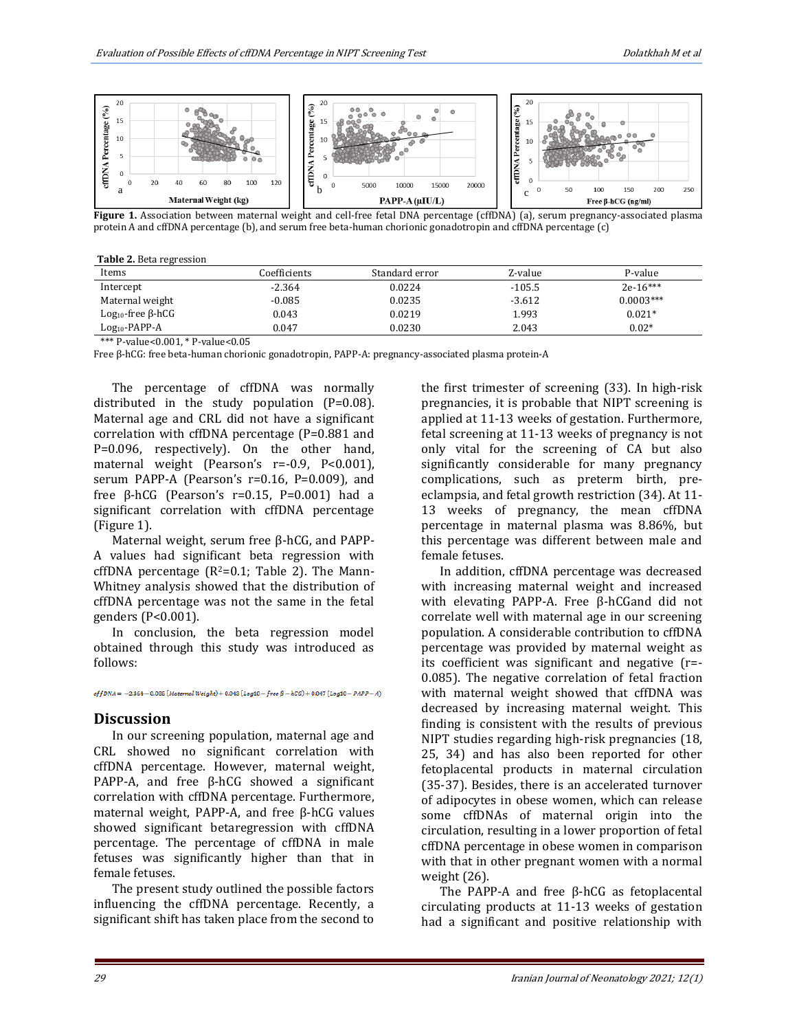Figure 1. Association between maternal weight and cell-free fetal DNA percentage (cffDNA) (a), serum pregnancy-associated plasma protein A and cffDNA percentage (b), and serum free beta-human chorionic gonadotropin and cffDNA percentage (c)

**Table 2.** Beta regression

| Items | Coefficients | Standard error | Z-value | P-value |
|---|---|---|---|---|
| Intercept | -2.364 | 0.0224 | -105.5 | 2e-16*** |
| Maternal weight | -0.085 | 0.0235 | -3.612 | 0.0003*** |
| $Log_{10}$-free β-hCG | 0.043 | 0.0219 | 1.993 | 0.021* |
| $Log_{10}$-PAPP-A | 0.047 | 0.0230 | 2.043 | 0.02* |

*** P-value<0.001, * P-value<0.05

Free β-hCG: free beta-human chorionic gonadotropin, PAPP-A: pregnancy-associated plasma protein-A

The percentage of cffDNA was normally distributed in the study population (P=0.08). Maternal age and CRL did not have a significant correlation with cffDNA percentage (P=0.881 and P=0.096, respectively). On the other hand, maternal weight (Pearson's r=-0.9, P<0.001), serum PAPP-A (Pearson's r=0.16, P=0.009), and free β-hCG (Pearson's r=0.15, P=0.001) had a significant correlation with cffDNA percentage (Figure 1).

Maternal weight, serum free β-hCG, and PAPP-A values had significant beta regression with cffDNA percentage ($R^2$=0.1; Table 2). The Mann-Whitney analysis showed that the distribution of cffDNA percentage was not the same in the fetal genders (P<0.001).

In conclusion, the beta regression model obtained through this study was introduced as follows:

$$cffDNA = -2.364 - 0.085\,(Maternal\ Weight) + 0.043\,(Log10 - free\ \beta - hCG) + 0.047\,(Log10 - PAPP - A)$$

## Discussion

In our screening population, maternal age and CRL showed no significant correlation with cffDNA percentage. However, maternal weight, PAPP-A, and free β-hCG showed a significant correlation with cffDNA percentage. Furthermore, maternal weight, PAPP-A, and free β-hCG values showed significant betaregression with cffDNA percentage. The percentage of cffDNA in male fetuses was significantly higher than that in female fetuses.

The present study outlined the possible factors influencing the cffDNA percentage. Recently, a significant shift has taken place from the second to the first trimester of screening (33). In high-risk pregnancies, it is probable that NIPT screening is applied at 11-13 weeks of gestation. Furthermore, fetal screening at 11-13 weeks of pregnancy is not only vital for the screening of CA but also significantly considerable for many pregnancy complications, such as preterm birth, pre-eclampsia, and fetal growth restriction (34). At 11-13 weeks of pregnancy, the mean cffDNA percentage in maternal plasma was 8.86%, but this percentage was different between male and female fetuses.

In addition, cffDNA percentage was decreased with increasing maternal weight and increased with elevating PAPP-A. Free β-hCGand did not correlate well with maternal age in our screening population. A considerable contribution to cffDNA percentage was provided by maternal weight as its coefficient was significant and negative (r=-0.085). The negative correlation of fetal fraction with maternal weight showed that cffDNA was decreased by increasing maternal weight. This finding is consistent with the results of previous NIPT studies regarding high-risk pregnancies (18, 25, 34) and has also been reported for other fetoplacental products in maternal circulation (35-37). Besides, there is an accelerated turnover of adipocytes in obese women, which can release some cffDNAs of maternal origin into the circulation, resulting in a lower proportion of fetal cffDNA percentage in obese women in comparison with that in other pregnant women with a normal weight (26).

The PAPP-A and free β-hCG as fetoplacental circulating products at 11-13 weeks of gestation had a significant and positive relationship with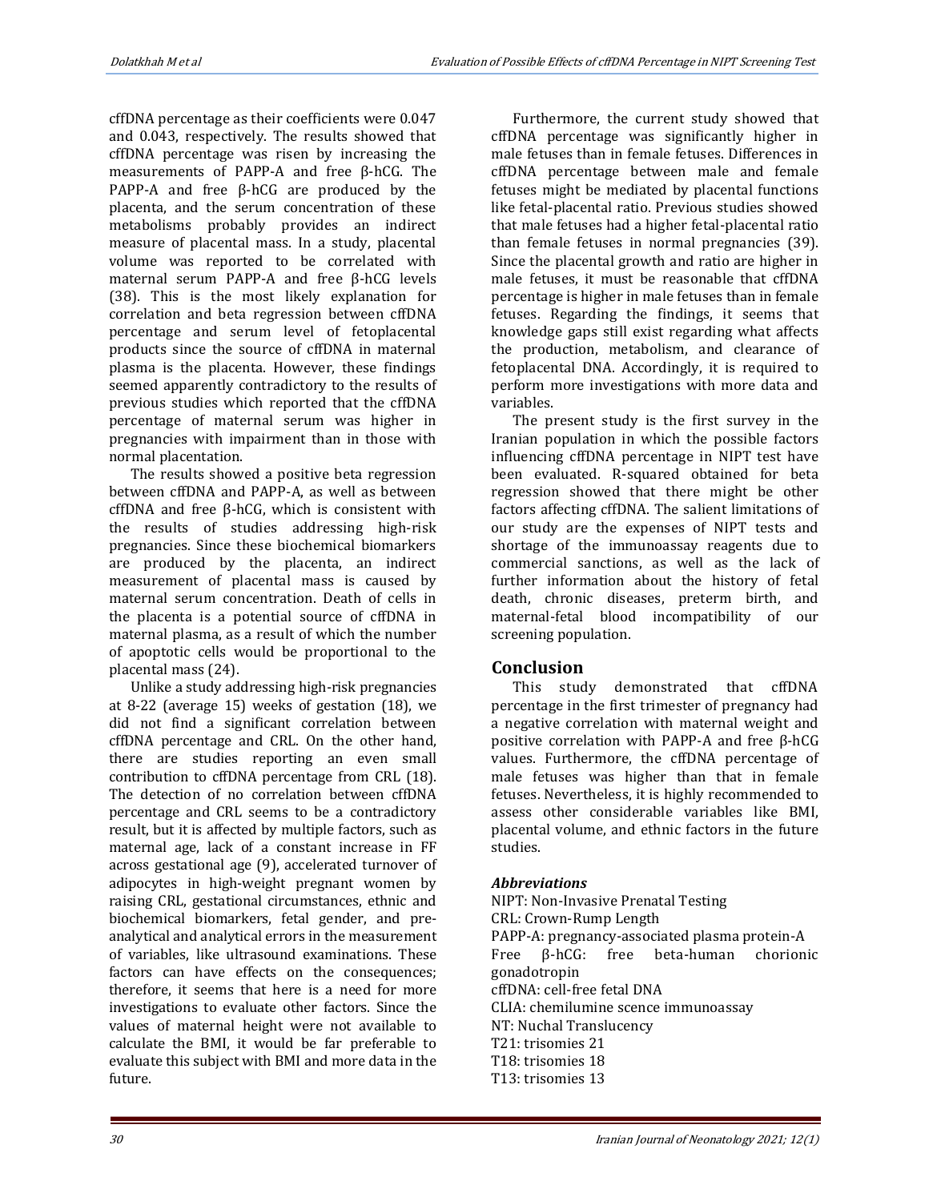cffDNA percentage as their coefficients were 0.047 and 0.043, respectively. The results showed that cffDNA percentage was risen by increasing the measurements of PAPP-A and free β-hCG. The PAPP-A and free β-hCG are produced by the placenta, and the serum concentration of these metabolisms probably provides an indirect measure of placental mass. In a study, placental volume was reported to be correlated with maternal serum PAPP-A and free β-hCG levels (38). This is the most likely explanation for correlation and beta regression between cffDNA percentage and serum level of fetoplacental products since the source of cffDNA in maternal plasma is the placenta. However, these findings seemed apparently contradictory to the results of previous studies which reported that the cffDNA percentage of maternal serum was higher in pregnancies with impairment than in those with normal placentation.

The results showed a positive beta regression between cffDNA and PAPP-A, as well as between cffDNA and free β-hCG, which is consistent with the results of studies addressing high-risk pregnancies. Since these biochemical biomarkers are produced by the placenta, an indirect measurement of placental mass is caused by maternal serum concentration. Death of cells in the placenta is a potential source of cffDNA in maternal plasma, as a result of which the number of apoptotic cells would be proportional to the placental mass (24).

Unlike a study addressing high-risk pregnancies at 8-22 (average 15) weeks of gestation (18), we did not find a significant correlation between cffDNA percentage and CRL. On the other hand, there are studies reporting an even small contribution to cffDNA percentage from CRL (18). The detection of no correlation between cffDNA percentage and CRL seems to be a contradictory result, but it is affected by multiple factors, such as maternal age, lack of a constant increase in FF across gestational age (9), accelerated turnover of adipocytes in high-weight pregnant women by raising CRL, gestational circumstances, ethnic and biochemical biomarkers, fetal gender, and pre-analytical and analytical errors in the measurement of variables, like ultrasound examinations. These factors can have effects on the consequences; therefore, it seems that here is a need for more investigations to evaluate other factors. Since the values of maternal height were not available to calculate the BMI, it would be far preferable to evaluate this subject with BMI and more data in the future.

Furthermore, the current study showed that cffDNA percentage was significantly higher in male fetuses than in female fetuses. Differences in cffDNA percentage between male and female fetuses might be mediated by placental functions like fetal-placental ratio. Previous studies showed that male fetuses had a higher fetal-placental ratio than female fetuses in normal pregnancies (39). Since the placental growth and ratio are higher in male fetuses, it must be reasonable that cffDNA percentage is higher in male fetuses than in female fetuses. Regarding the findings, it seems that knowledge gaps still exist regarding what affects the production, metabolism, and clearance of fetoplacental DNA. Accordingly, it is required to perform more investigations with more data and variables.

The present study is the first survey in the Iranian population in which the possible factors influencing cffDNA percentage in NIPT test have been evaluated. R-squared obtained for beta regression showed that there might be other factors affecting cffDNA. The salient limitations of our study are the expenses of NIPT tests and shortage of the immunoassay reagents due to commercial sanctions, as well as the lack of further information about the history of fetal death, chronic diseases, preterm birth, and maternal-fetal blood incompatibility of our screening population.

## Conclusion

This study demonstrated that cffDNA percentage in the first trimester of pregnancy had a negative correlation with maternal weight and positive correlation with PAPP-A and free β-hCG values. Furthermore, the cffDNA percentage of male fetuses was higher than that in female fetuses. Nevertheless, it is highly recommended to assess other considerable variables like BMI, placental volume, and ethnic factors in the future studies.

### *Abbreviations*

NIPT: Non-Invasive Prenatal Testing
CRL: Crown-Rump Length
PAPP-A: pregnancy-associated plasma protein-A
Free β-hCG: free beta-human chorionic gonadotropin
cffDNA: cell-free fetal DNA
CLIA: chemilumine scence immunoassay
NT: Nuchal Translucency
T21: trisomies 21
T18: trisomies 18
T13: trisomies 13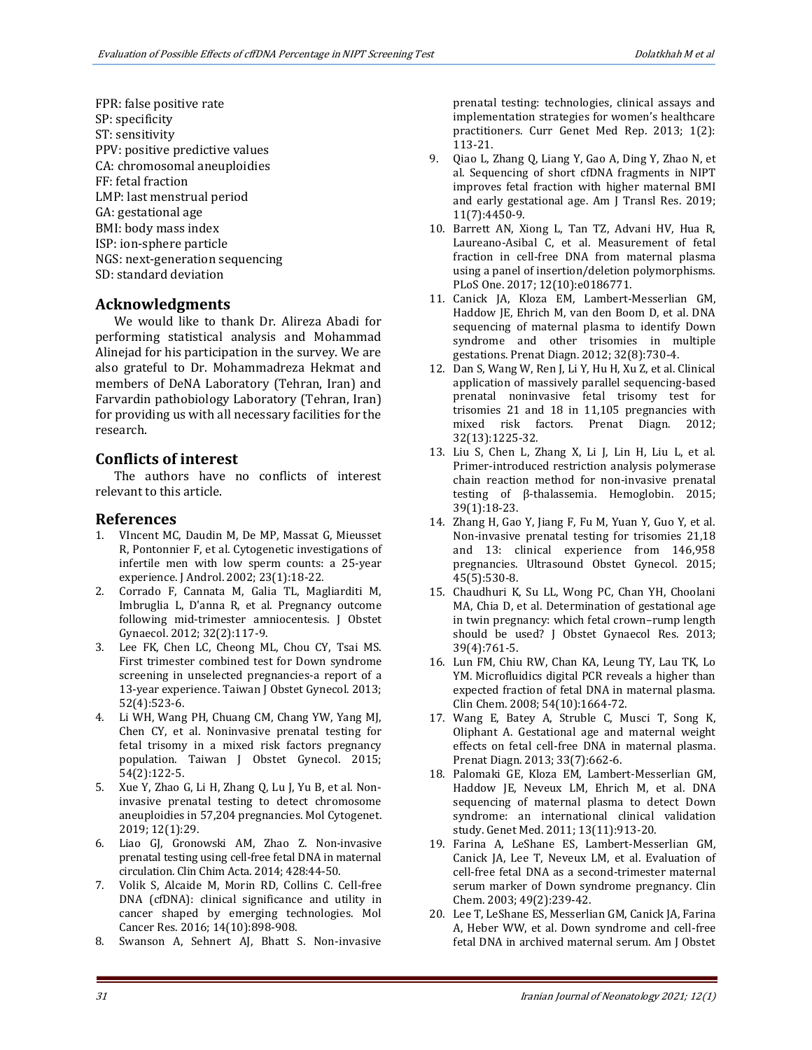FPR: false positive rate
SP: specificity
ST: sensitivity
PPV: positive predictive values
CA: chromosomal aneuploidies
FF: fetal fraction
LMP: last menstrual period
GA: gestational age
BMI: body mass index
ISP: ion-sphere particle
NGS: next-generation sequencing
SD: standard deviation

## Acknowledgments

We would like to thank Dr. Alireza Abadi for performing statistical analysis and Mohammad Alinejad for his participation in the survey. We are also grateful to Dr. Mohammadreza Hekmat and members of DeNA Laboratory (Tehran, Iran) and Farvardin pathobiology Laboratory (Tehran, Iran) for providing us with all necessary facilities for the research.

## Conflicts of interest

The authors have no conflicts of interest relevant to this article.

## References

1. VIncent MC, Daudin M, De MP, Massat G, Mieusset R, Pontonnier F, et al. Cytogenetic investigations of infertile men with low sperm counts: a 25-year experience. J Androl. 2002; 23(1):18-22.
2. Corrado F, Cannata M, Galia TL, Magliarditi M, Imbruglia L, D'anna R, et al. Pregnancy outcome following mid-trimester amniocentesis. J Obstet Gynaecol. 2012; 32(2):117-9.
3. Lee FK, Chen LC, Cheong ML, Chou CY, Tsai MS. First trimester combined test for Down syndrome screening in unselected pregnancies-a report of a 13-year experience. Taiwan J Obstet Gynecol. 2013; 52(4):523-6.
4. Li WH, Wang PH, Chuang CM, Chang YW, Yang MJ, Chen CY, et al. Noninvasive prenatal testing for fetal trisomy in a mixed risk factors pregnancy population. Taiwan J Obstet Gynecol. 2015; 54(2):122-5.
5. Xue Y, Zhao G, Li H, Zhang Q, Lu J, Yu B, et al. Non-invasive prenatal testing to detect chromosome aneuploidies in 57,204 pregnancies. Mol Cytogenet. 2019; 12(1):29.
6. Liao GJ, Gronowski AM, Zhao Z. Non-invasive prenatal testing using cell-free fetal DNA in maternal circulation. Clin Chim Acta. 2014; 428:44-50.
7. Volik S, Alcaide M, Morin RD, Collins C. Cell-free DNA (cfDNA): clinical significance and utility in cancer shaped by emerging technologies. Mol Cancer Res. 2016; 14(10):898-908.
8. Swanson A, Sehnert AJ, Bhatt S. Non-invasive prenatal testing: technologies, clinical assays and implementation strategies for women's healthcare practitioners. Curr Genet Med Rep. 2013; 1(2): 113-21.
9. Qiao L, Zhang Q, Liang Y, Gao A, Ding Y, Zhao N, et al. Sequencing of short cfDNA fragments in NIPT improves fetal fraction with higher maternal BMI and early gestational age. Am J Transl Res. 2019; 11(7):4450-9.
10. Barrett AN, Xiong L, Tan TZ, Advani HV, Hua R, Laureano-Asibal C, et al. Measurement of fetal fraction in cell-free DNA from maternal plasma using a panel of insertion/deletion polymorphisms. PLoS One. 2017; 12(10):e0186771.
11. Canick JA, Kloza EM, Lambert-Messerlian GM, Haddow JE, Ehrich M, van den Boom D, et al. DNA sequencing of maternal plasma to identify Down syndrome and other trisomies in multiple gestations. Prenat Diagn. 2012; 32(8):730-4.
12. Dan S, Wang W, Ren J, Li Y, Hu H, Xu Z, et al. Clinical application of massively parallel sequencing-based prenatal noninvasive fetal trisomy test for trisomies 21 and 18 in 11,105 pregnancies with mixed risk factors. Prenat Diagn. 2012; 32(13):1225-32.
13. Liu S, Chen L, Zhang X, Li J, Lin H, Liu L, et al. Primer-introduced restriction analysis polymerase chain reaction method for non-invasive prenatal testing of β-thalassemia. Hemoglobin. 2015; 39(1):18-23.
14. Zhang H, Gao Y, Jiang F, Fu M, Yuan Y, Guo Y, et al. Non-invasive prenatal testing for trisomies 21,18 and 13: clinical experience from 146,958 pregnancies. Ultrasound Obstet Gynecol. 2015; 45(5):530-8.
15. Chaudhuri K, Su LL, Wong PC, Chan YH, Choolani MA, Chia D, et al. Determination of gestational age in twin pregnancy: which fetal crown–rump length should be used? J Obstet Gynaecol Res. 2013; 39(4):761-5.
16. Lun FM, Chiu RW, Chan KA, Leung TY, Lau TK, Lo YM. Microfluidics digital PCR reveals a higher than expected fraction of fetal DNA in maternal plasma. Clin Chem. 2008; 54(10):1664-72.
17. Wang E, Batey A, Struble C, Musci T, Song K, Oliphant A. Gestational age and maternal weight effects on fetal cell-free DNA in maternal plasma. Prenat Diagn. 2013; 33(7):662-6.
18. Palomaki GE, Kloza EM, Lambert-Messerlian GM, Haddow JE, Neveux LM, Ehrich M, et al. DNA sequencing of maternal plasma to detect Down syndrome: an international clinical validation study. Genet Med. 2011; 13(11):913-20.
19. Farina A, LeShane ES, Lambert-Messerlian GM, Canick JA, Lee T, Neveux LM, et al. Evaluation of cell-free fetal DNA as a second-trimester maternal serum marker of Down syndrome pregnancy. Clin Chem. 2003; 49(2):239-42.
20. Lee T, LeShane ES, Messerlian GM, Canick JA, Farina A, Heber WW, et al. Down syndrome and cell-free fetal DNA in archived maternal serum. Am J Obstet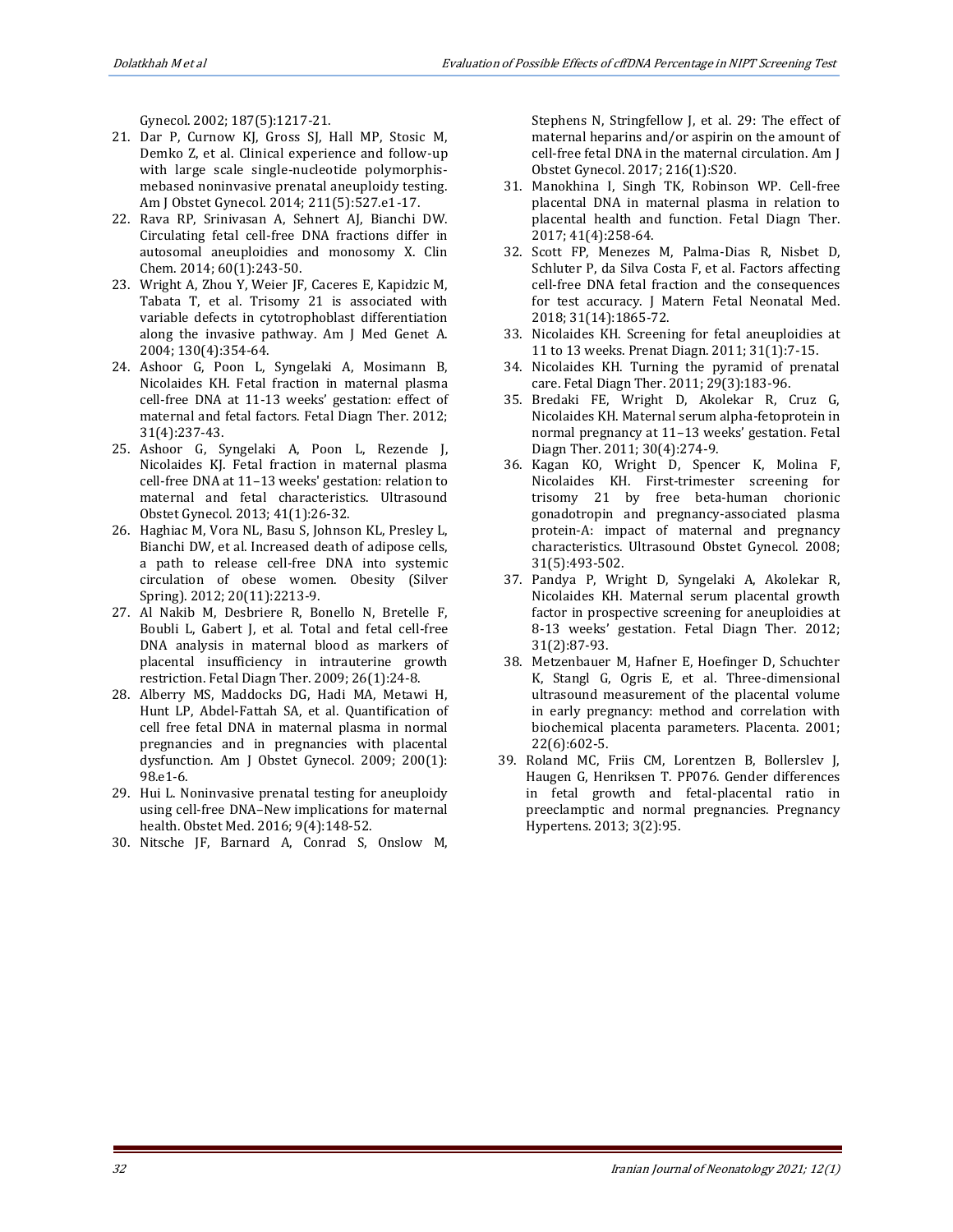Gynecol. 2002; 187(5):1217-21.

21. Dar P, Curnow KJ, Gross SJ, Hall MP, Stosic M, Demko Z, et al. Clinical experience and follow-up with large scale single-nucleotide polymorphis-mebased noninvasive prenatal aneuploidy testing. Am J Obstet Gynecol. 2014; 211(5):527.e1-17.
22. Rava RP, Srinivasan A, Sehnert AJ, Bianchi DW. Circulating fetal cell-free DNA fractions differ in autosomal aneuploidies and monosomy X. Clin Chem. 2014; 60(1):243-50.
23. Wright A, Zhou Y, Weier JF, Caceres E, Kapidzic M, Tabata T, et al. Trisomy 21 is associated with variable defects in cytotrophoblast differentiation along the invasive pathway. Am J Med Genet A. 2004; 130(4):354-64.
24. Ashoor G, Poon L, Syngelaki A, Mosimann B, Nicolaides KH. Fetal fraction in maternal plasma cell-free DNA at 11-13 weeks' gestation: effect of maternal and fetal factors. Fetal Diagn Ther. 2012; 31(4):237-43.
25. Ashoor G, Syngelaki A, Poon L, Rezende J, Nicolaides KJ. Fetal fraction in maternal plasma cell-free DNA at 11–13 weeks' gestation: relation to maternal and fetal characteristics. Ultrasound Obstet Gynecol. 2013; 41(1):26-32.
26. Haghiac M, Vora NL, Basu S, Johnson KL, Presley L, Bianchi DW, et al. Increased death of adipose cells, a path to release cell-free DNA into systemic circulation of obese women. Obesity (Silver Spring). 2012; 20(11):2213-9.
27. Al Nakib M, Desbriere R, Bonello N, Bretelle F, Boubli L, Gabert J, et al. Total and fetal cell-free DNA analysis in maternal blood as markers of placental insufficiency in intrauterine growth restriction. Fetal Diagn Ther. 2009; 26(1):24-8.
28. Alberry MS, Maddocks DG, Hadi MA, Metawi H, Hunt LP, Abdel-Fattah SA, et al. Quantification of cell free fetal DNA in maternal plasma in normal pregnancies and in pregnancies with placental dysfunction. Am J Obstet Gynecol. 2009; 200(1): 98.e1-6.
29. Hui L. Noninvasive prenatal testing for aneuploidy using cell-free DNA–New implications for maternal health. Obstet Med. 2016; 9(4):148-52.
30. Nitsche JF, Barnard A, Conrad S, Onslow M, Stephens N, Stringfellow J, et al. 29: The effect of maternal heparins and/or aspirin on the amount of cell-free fetal DNA in the maternal circulation. Am J Obstet Gynecol. 2017; 216(1):S20.
31. Manokhina I, Singh TK, Robinson WP. Cell-free placental DNA in maternal plasma in relation to placental health and function. Fetal Diagn Ther. 2017; 41(4):258-64.
32. Scott FP, Menezes M, Palma-Dias R, Nisbet D, Schluter P, da Silva Costa F, et al. Factors affecting cell-free DNA fetal fraction and the consequences for test accuracy. J Matern Fetal Neonatal Med. 2018; 31(14):1865-72.
33. Nicolaides KH. Screening for fetal aneuploidies at 11 to 13 weeks. Prenat Diagn. 2011; 31(1):7-15.
34. Nicolaides KH. Turning the pyramid of prenatal care. Fetal Diagn Ther. 2011; 29(3):183-96.
35. Bredaki FE, Wright D, Akolekar R, Cruz G, Nicolaides KH. Maternal serum alpha-fetoprotein in normal pregnancy at 11–13 weeks' gestation. Fetal Diagn Ther. 2011; 30(4):274-9.
36. Kagan KO, Wright D, Spencer K, Molina F, Nicolaides KH. First-trimester screening for trisomy 21 by free beta-human chorionic gonadotropin and pregnancy-associated plasma protein-A: impact of maternal and pregnancy characteristics. Ultrasound Obstet Gynecol. 2008; 31(5):493-502.
37. Pandya P, Wright D, Syngelaki A, Akolekar R, Nicolaides KH. Maternal serum placental growth factor in prospective screening for aneuploidies at 8-13 weeks' gestation. Fetal Diagn Ther. 2012; 31(2):87-93.
38. Metzenbauer M, Hafner E, Hoefinger D, Schuchter K, Stangl G, Ogris E, et al. Three-dimensional ultrasound measurement of the placental volume in early pregnancy: method and correlation with biochemical placenta parameters. Placenta. 2001; 22(6):602-5.
39. Roland MC, Friis CM, Lorentzen B, Bollerslev J, Haugen G, Henriksen T. PP076. Gender differences in fetal growth and fetal-placental ratio in preeclamptic and normal pregnancies. Pregnancy Hypertens. 2013; 3(2):95.